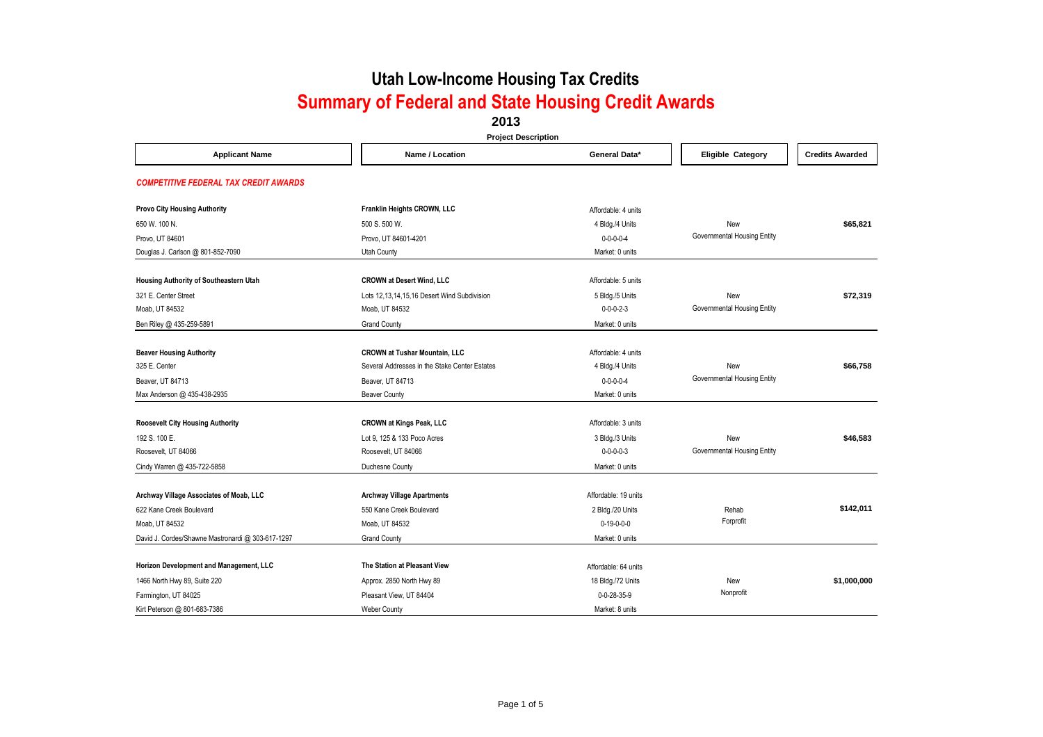# Utah Low-Income Housing Tax Credits

## Summary of Federal and State Housing Credit Awards

### 2013

| Applicant Name | Project Description: Name / Location | Project Description: General Data* | Eligible Category | Credits Awarded |
|---|---|---|---|---|
| ***COMPETITIVE FEDERAL TAX CREDIT AWARDS*** | | | | |
| **Provo City Housing Authority** | **Franklin Heights CROWN, LLC** | Affordable: 4 units | | |
| 650 W. 100 N. | 500 S. 500 W. | 4 Bldg./4 Units | New | **$65,821** |
| Provo, UT 84601 | Provo, UT 84601-4201 | 0-0-0-0-4 | Governmental Housing Entity | |
| Douglas J. Carlson @ 801-852-7090 | Utah County | Market: 0 units | | |
| **Housing Authority of Southeastern Utah** | **CROWN at Desert Wind, LLC** | Affordable: 5 units | | |
| 321 E. Center Street | Lots 12,13,14,15,16 Desert Wind Subdivision | 5 Bldg./5 Units | New | **$72,319** |
| Moab, UT 84532 | Moab, UT 84532 | 0-0-0-2-3 | Governmental Housing Entity | |
| Ben Riley @ 435-259-5891 | Grand County | Market: 0 units | | |
| **Beaver Housing Authority** | **CROWN at Tushar Mountain, LLC** | Affordable: 4 units | | |
| 325 E. Center | Several Addresses in the Stake Center Estates | 4 Bldg./4 Units | New | **$66,758** |
| Beaver, UT 84713 | Beaver, UT 84713 | 0-0-0-0-4 | Governmental Housing Entity | |
| Max Anderson @ 435-438-2935 | Beaver County | Market: 0 units | | |
| **Roosevelt City Housing Authority** | **CROWN at Kings Peak, LLC** | Affordable: 3 units | | |
| 192 S. 100 E. | Lot 9, 125 & 133 Poco Acres | 3 Bldg./3 Units | New | **$46,583** |
| Roosevelt, UT 84066 | Roosevelt, UT 84066 | 0-0-0-0-3 | Governmental Housing Entity | |
| Cindy Warren @ 435-722-5858 | Duchesne County | Market: 0 units | | |
| **Archway Village Associates of Moab, LLC** | **Archway Village Apartments** | Affordable: 19 units | | |
| 622 Kane Creek Boulevard | 550 Kane Creek Boulevard | 2 Bldg./20 Units | Rehab | **$142,011** |
| Moab, UT 84532 | Moab, UT 84532 | 0-19-0-0-0 | Forprofit | |
| David J. Cordes/Shawne Mastronardi @ 303-617-1297 | Grand County | Market: 0 units | | |
| **Horizon Development and Management, LLC** | **The Station at Pleasant View** | Affordable: 64 units | | |
| 1466 North Hwy 89, Suite 220 | Approx. 2850 North Hwy 89 | 18 Bldg./72 Units | New | **$1,000,000** |
| Farmington, UT 84025 | Pleasant View, UT 84404 | 0-0-28-35-9 | Nonprofit | |
| Kirt Peterson @ 801-683-7386 | Weber County | Market: 8 units | | |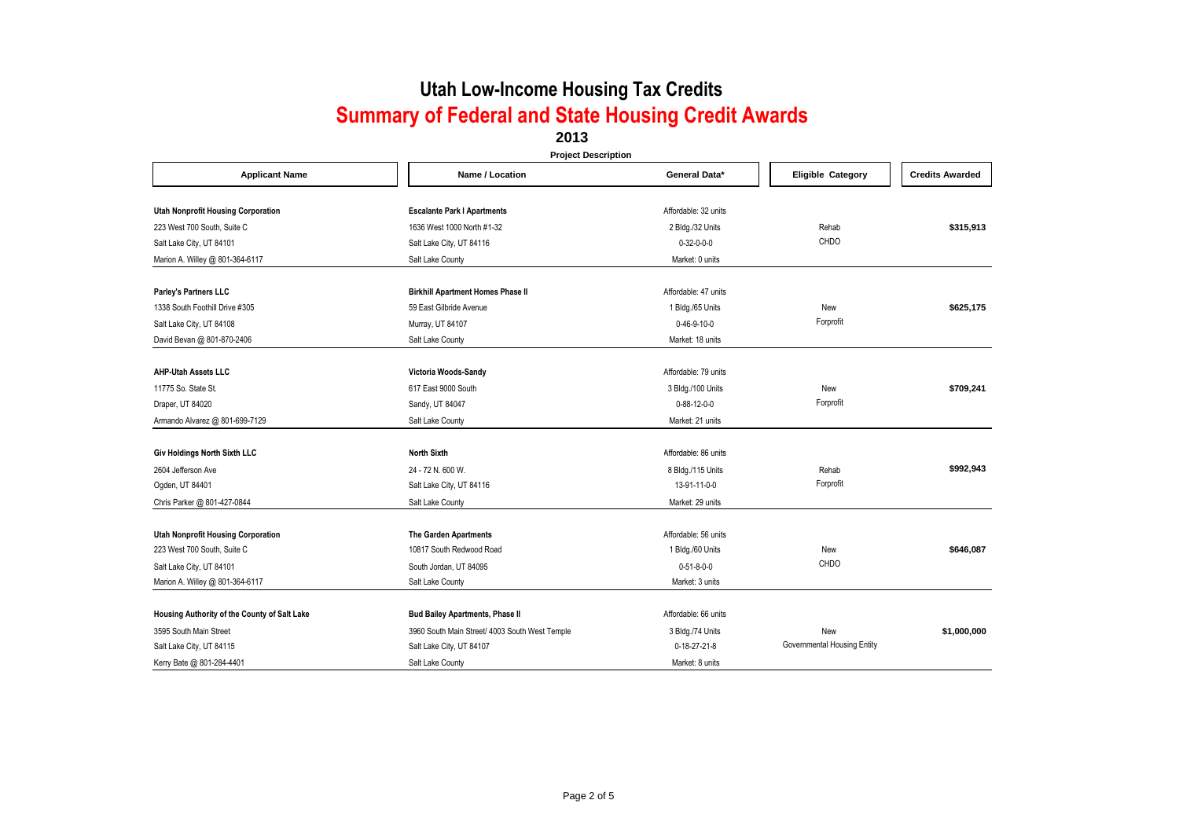# Utah Low-Income Housing Tax Credits

## Summary of Federal and State Housing Credit Awards

### 2013

| Applicant Name | Project Description: Name / Location | Project Description: General Data* | Eligible Category | Credits Awarded |
|---|---|---|---|---|
| **Utah Nonprofit Housing Corporation** | **Escalante Park I Apartments** | Affordable: 32 units | | |
| 223 West 700 South, Suite C | 1636 West 1000 North #1-32 | 2 Bldg./32 Units | Rehab | **$315,913** |
| Salt Lake City, UT 84101 | Salt Lake City, UT 84116 | 0-32-0-0-0 | CHDO | |
| Marion A. Willey @ 801-364-6117 | Salt Lake County | Market: 0 units | | |
| **Parley's Partners LLC** | **Birkhill Apartment Homes Phase II** | Affordable: 47 units | | |
| 1338 South Foothill Drive #305 | 59 East Gilbride Avenue | 1 Bldg./65 Units | New | **$625,175** |
| Salt Lake City, UT 84108 | Murray, UT 84107 | 0-46-9-10-0 | Forprofit | |
| David Bevan @ 801-870-2406 | Salt Lake County | Market: 18 units | | |
| **AHP-Utah Assets LLC** | **Victoria Woods-Sandy** | Affordable: 79 units | | |
| 11775 So. State St. | 617 East 9000 South | 3 Bldg./100 Units | New | **$709,241** |
| Draper, UT 84020 | Sandy, UT 84047 | 0-88-12-0-0 | Forprofit | |
| Armando Alvarez @ 801-699-7129 | Salt Lake County | Market: 21 units | | |
| **Giv Holdings North Sixth LLC** | **North Sixth** | Affordable: 86 units | | |
| 2604 Jefferson Ave | 24 - 72 N. 600 W. | 8 Bldg./115 Units | Rehab | **$992,943** |
| Ogden, UT 84401 | Salt Lake City, UT 84116 | 13-91-11-0-0 | Forprofit | |
| Chris Parker @ 801-427-0844 | Salt Lake County | Market: 29 units | | |
| **Utah Nonprofit Housing Corporation** | **The Garden Apartments** | Affordable: 56 units | | |
| 223 West 700 South, Suite C | 10817 South Redwood Road | 1 Bldg./60 Units | New | **$646,087** |
| Salt Lake City, UT 84101 | South Jordan, UT 84095 | 0-51-8-0-0 | CHDO | |
| Marion A. Willey @ 801-364-6117 | Salt Lake County | Market: 3 units | | |
| **Housing Authority of the County of Salt Lake** | **Bud Bailey Apartments, Phase II** | Affordable: 66 units | | |
| 3595 South Main Street | 3960 South Main Street/ 4003 South West Temple | 3 Bldg./74 Units | New | **$1,000,000** |
| Salt Lake City, UT 84115 | Salt Lake City, UT 84107 | 0-18-27-21-8 | Governmental Housing Entity | |
| Kerry Bate @ 801-284-4401 | Salt Lake County | Market: 8 units | | |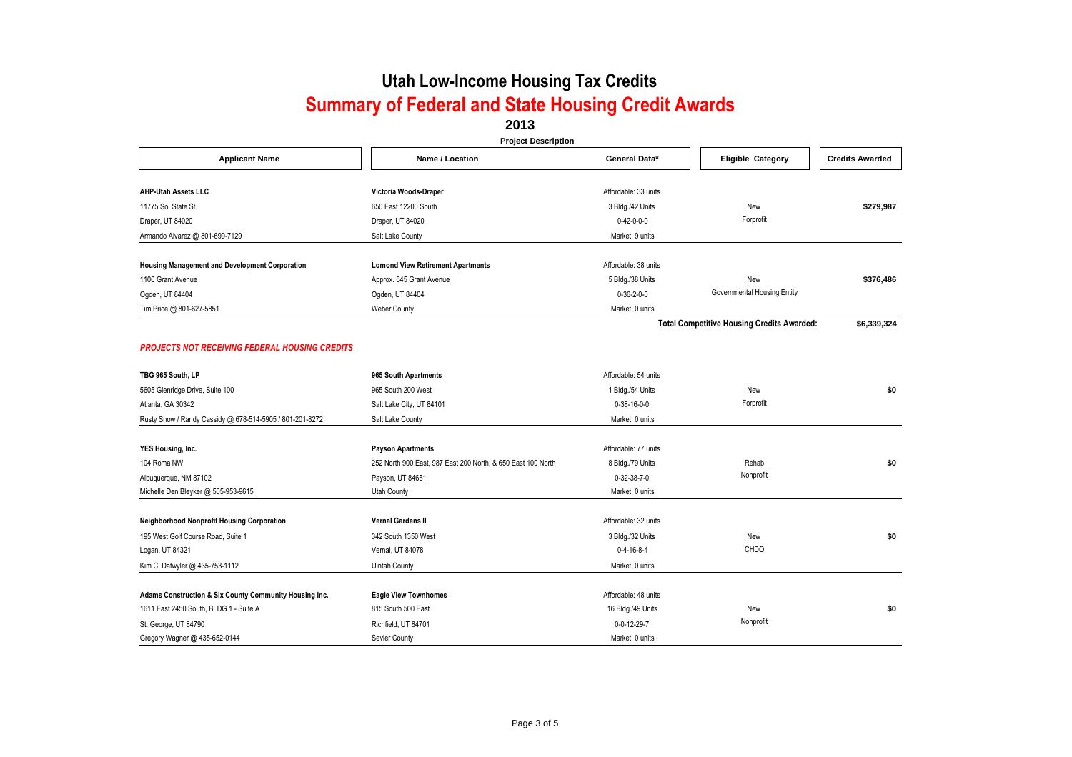# Utah Low-Income Housing Tax Credits

## Summary of Federal and State Housing Credit Awards

**2013**

| Applicant Name | Project Description: Name / Location | General Data* | Eligible Category | Credits Awarded |
|---|---|---|---|---|
| **AHP-Utah Assets LLC** | **Victoria Woods-Draper** | Affordable: 33 units | | |
| 11775 So. State St. | 650 East 12200 South | 3 Bldg./42 Units | New | **$279,987** |
| Draper, UT 84020 | Draper, UT 84020 | 0-42-0-0-0 | Forprofit | |
| Armando Alvarez @ 801-699-7129 | Salt Lake County | Market: 9 units | | |
| **Housing Management and Development Corporation** | **Lomond View Retirement Apartments** | Affordable: 38 units | | |
| 1100 Grant Avenue | Approx. 645 Grant Avenue | 5 Bldg./38 Units | New | **$376,486** |
| Ogden, UT 84404 | Ogden, UT 84404 | 0-36-2-0-0 | Governmental Housing Entity | |
| Tim Price @ 801-627-5851 | Weber County | Market: 0 units | | |
| | | | **Total Competitive Housing Credits Awarded:** | **$6,339,324** |

***PROJECTS NOT RECEIVING FEDERAL HOUSING CREDITS***

| Applicant Name | Project Description: Name / Location | General Data* | Eligible Category | Credits Awarded |
|---|---|---|---|---|
| **TBG 965 South, LP** | **965 South Apartments** | Affordable: 54 units | | |
| 5605 Glenridge Drive, Suite 100 | 965 South 200 West | 1 Bldg./54 Units | New | **$0** |
| Atlanta, GA 30342 | Salt Lake City, UT 84101 | 0-38-16-0-0 | Forprofit | |
| Rusty Snow / Randy Cassidy @ 678-514-5905 / 801-201-8272 | Salt Lake County | Market: 0 units | | |
| **YES Housing, Inc.** | **Payson Apartments** | Affordable: 77 units | | |
| 104 Roma NW | 252 North 900 East, 987 East 200 North, & 650 East 100 North | 8 Bldg./79 Units | Rehab | **$0** |
| Albuquerque, NM 87102 | Payson, UT 84651 | 0-32-38-7-0 | Nonprofit | |
| Michelle Den Bleyker @ 505-953-9615 | Utah County | Market: 0 units | | |
| **Neighborhood Nonprofit Housing Corporation** | **Vernal Gardens II** | Affordable: 32 units | | |
| 195 West Golf Course Road, Suite 1 | 342 South 1350 West | 3 Bldg./32 Units | New | **$0** |
| Logan, UT 84321 | Vernal, UT 84078 | 0-4-16-8-4 | CHDO | |
| Kim C. Datwyler @ 435-753-1112 | Uintah County | Market: 0 units | | |
| **Adams Construction & Six County Community Housing Inc.** | **Eagle View Townhomes** | Affordable: 48 units | | |
| 1611 East 2450 South, BLDG 1 - Suite A | 815 South 500 East | 16 Bldg./49 Units | New | **$0** |
| St. George, UT 84790 | Richfield, UT 84701 | 0-0-12-29-7 | Nonprofit | |
| Gregory Wagner @ 435-652-0144 | Sevier County | Market: 0 units | | |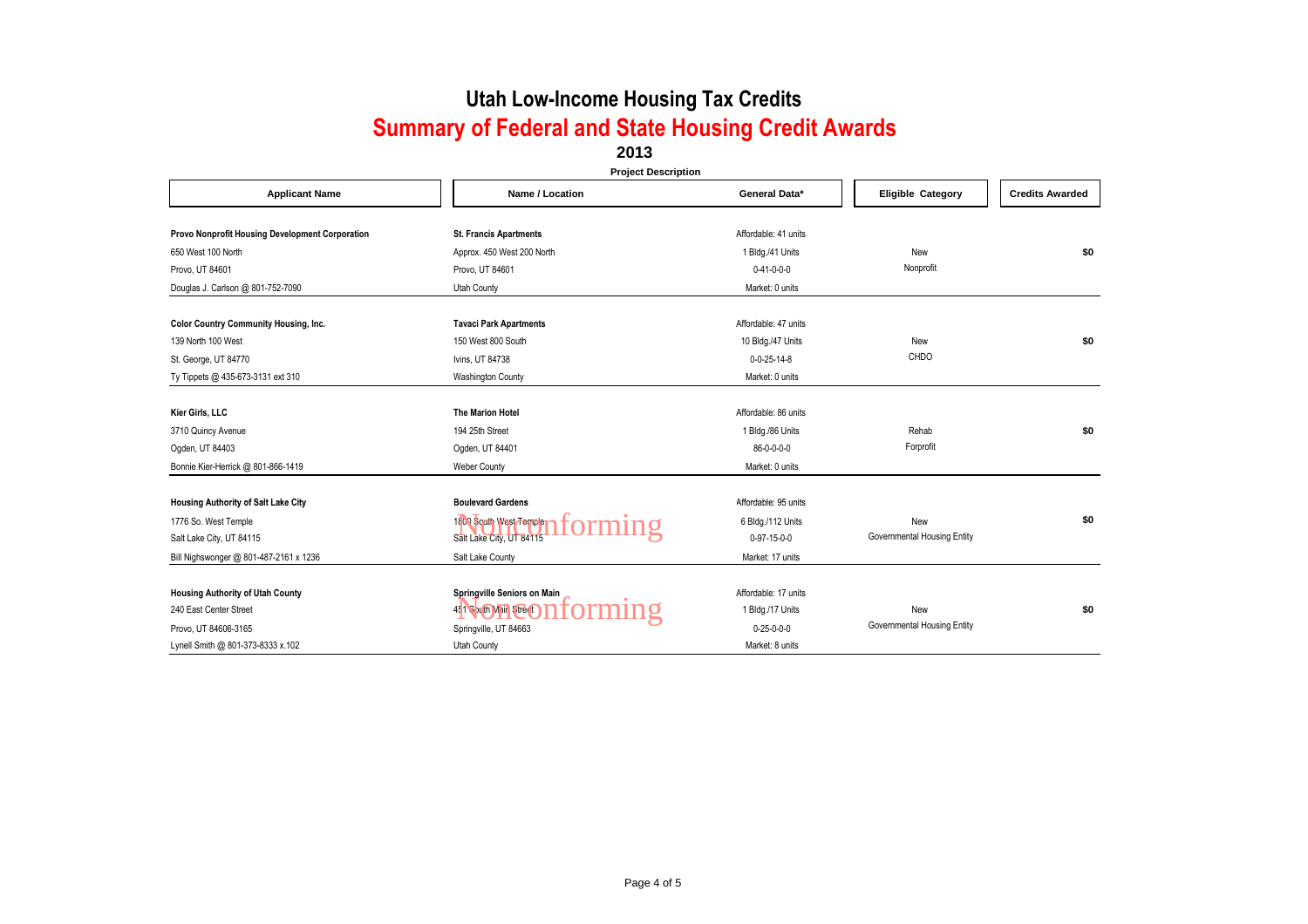# Utah Low-Income Housing Tax Credits

## Summary of Federal and State Housing Credit Awards

### 2013

| Applicant Name | Project Description: Name / Location | General Data* | Eligible Category | Credits Awarded |
|---|---|---|---|---|
| **Provo Nonprofit Housing Development Corporation**<br>650 West 100 North<br>Provo, UT 84601<br>Douglas J. Carlson @ 801-752-7090 | **St. Francis Apartments**<br>Approx. 450 West 200 North<br>Provo, UT 84601<br>Utah County | Affordable: 41 units<br>1 Bldg./41 Units<br>0-41-0-0-0<br>Market: 0 units | New<br>Nonprofit | $0 |
| **Color Country Community Housing, Inc.**<br>139 North 100 West<br>St. George, UT 84770<br>Ty Tippets @ 435-673-3131 ext 310 | **Tavaci Park Apartments**<br>150 West 800 South<br>Ivins, UT 84738<br>Washington County | Affordable: 47 units<br>10 Bldg./47 Units<br>0-0-25-14-8<br>Market: 0 units | New<br>CHDO | $0 |
| **Kier Girls, LLC**<br>3710 Quincy Avenue<br>Ogden, UT 84403<br>Bonnie Kier-Herrick @ 801-866-1419 | **The Marion Hotel**<br>194 25th Street<br>Ogden, UT 84401<br>Weber County | Affordable: 86 units<br>1 Bldg./86 Units<br>86-0-0-0-0<br>Market: 0 units | Rehab<br>Forprofit | $0 |
| **Housing Authority of Salt Lake City**<br>1776 So. West Temple<br>Salt Lake City, UT 84115<br>Bill Nighswonger @ 801-487-2161 x 1236 | **Boulevard Gardens**<br>1800 South West Temple<br>Salt Lake City, UT 84115<br>Salt Lake County<br>Nonconforming | Affordable: 95 units<br>6 Bldg./112 Units<br>0-97-15-0-0<br>Market: 17 units | New<br>Governmental Housing Entity | $0 |
| **Housing Authority of Utah County**<br>240 East Center Street<br>Provo, UT 84606-3165<br>Lynell Smith @ 801-373-8333 x.102 | **Springville Seniors on Main**<br>451 South Main Street<br>Springville, UT 84663<br>Utah County<br>Nonconforming | Affordable: 17 units<br>1 Bldg./17 Units<br>0-25-0-0-0<br>Market: 8 units | New<br>Governmental Housing Entity | $0 |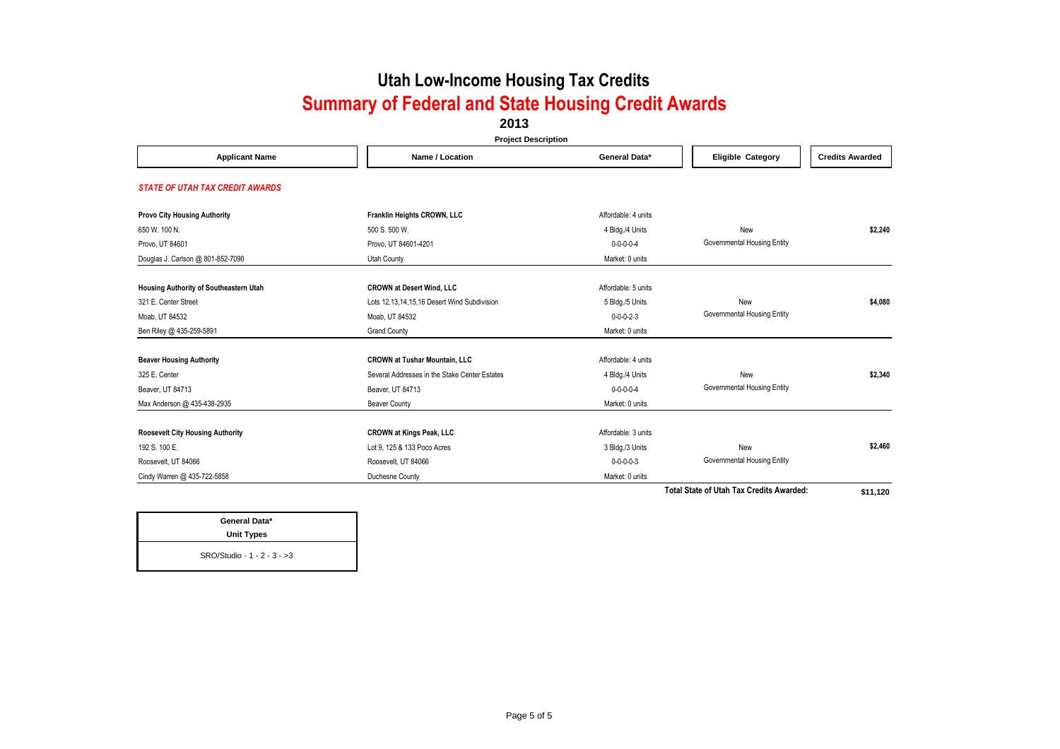# Utah Low-Income Housing Tax Credits

## Summary of Federal and State Housing Credit Awards

### 2013

| Applicant Name | Project Description: Name / Location | General Data* | Eligible Category | Credits Awarded |
|---|---|---|---|---|
| ***STATE OF UTAH TAX CREDIT AWARDS*** | | | | |
| **Provo City Housing Authority** | **Franklin Heights CROWN, LLC** | Affordable: 4 units | | |
| 650 W. 100 N. | 500 S. 500 W. | 4 Bldg./4 Units | New | **$2,240** |
| Provo, UT 84601 | Provo, UT 84601-4201 | 0-0-0-0-4 | Governmental Housing Entity | |
| Douglas J. Carlson @ 801-852-7090 | Utah County | Market: 0 units | | |
| **Housing Authority of Southeastern Utah** | **CROWN at Desert Wind, LLC** | Affordable: 5 units | | |
| 321 E. Center Street | Lots 12,13,14,15,16 Desert Wind Subdivision | 5 Bldg./5 Units | New | **$4,080** |
| Moab, UT 84532 | Moab, UT 84532 | 0-0-0-2-3 | Governmental Housing Entity | |
| Ben Riley @ 435-259-5891 | Grand County | Market: 0 units | | |
| **Beaver Housing Authority** | **CROWN at Tushar Mountain, LLC** | Affordable: 4 units | | |
| 325 E. Center | Several Addresses in the Stake Center Estates | 4 Bldg./4 Units | New | **$2,340** |
| Beaver, UT 84713 | Beaver, UT 84713 | 0-0-0-0-4 | Governmental Housing Entity | |
| Max Anderson @ 435-438-2935 | Beaver County | Market: 0 units | | |
| **Roosevelt City Housing Authority** | **CROWN at Kings Peak, LLC** | Affordable: 3 units | | |
| 192 S. 100 E. | Lot 9, 125 & 133 Poco Acres | 3 Bldg./3 Units | New | **$2,460** |
| Roosevelt, UT 84066 | Roosevelt, UT 84066 | 0-0-0-0-3 | Governmental Housing Entity | |
| Cindy Warren @ 435-722-5858 | Duchesne County | Market: 0 units | | |
| | | | **Total State of Utah Tax Credits Awarded:** | **$11,120** |

| General Data* Unit Types |
|---|
| SRO/Studio - 1 - 2 - 3 - >3 |